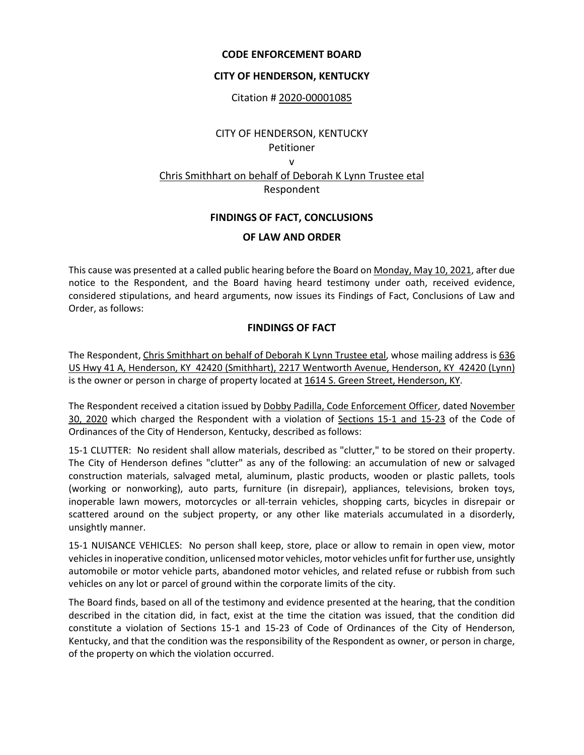**CODE ENFORCEMENT BOARD**

**CITY OF HENDERSON, KENTUCKY**

Citation # 2020-00001085

CITY OF HENDERSON, KENTUCKY
Petitioner
v
Chris Smithhart on behalf of Deborah K Lynn Trustee etal
Respondent

**FINDINGS OF FACT, CONCLUSIONS**

**OF LAW AND ORDER**

This cause was presented at a called public hearing before the Board on Monday, May 10, 2021, after due notice to the Respondent, and the Board having heard testimony under oath, received evidence, considered stipulations, and heard arguments, now issues its Findings of Fact, Conclusions of Law and Order, as follows:

## FINDINGS OF FACT

The Respondent, Chris Smithhart on behalf of Deborah K Lynn Trustee etal, whose mailing address is 636 US Hwy 41 A, Henderson, KY 42420 (Smithhart), 2217 Wentworth Avenue, Henderson, KY 42420 (Lynn) is the owner or person in charge of property located at 1614 S. Green Street, Henderson, KY.

The Respondent received a citation issued by Dobby Padilla, Code Enforcement Officer, dated November 30, 2020 which charged the Respondent with a violation of Sections 15-1 and 15-23 of the Code of Ordinances of the City of Henderson, Kentucky, described as follows:

15-1 CLUTTER: No resident shall allow materials, described as "clutter," to be stored on their property. The City of Henderson defines "clutter" as any of the following: an accumulation of new or salvaged construction materials, salvaged metal, aluminum, plastic products, wooden or plastic pallets, tools (working or nonworking), auto parts, furniture (in disrepair), appliances, televisions, broken toys, inoperable lawn mowers, motorcycles or all-terrain vehicles, shopping carts, bicycles in disrepair or scattered around on the subject property, or any other like materials accumulated in a disorderly, unsightly manner.

15-1 NUISANCE VEHICLES: No person shall keep, store, place or allow to remain in open view, motor vehicles in inoperative condition, unlicensed motor vehicles, motor vehicles unfit for further use, unsightly automobile or motor vehicle parts, abandoned motor vehicles, and related refuse or rubbish from such vehicles on any lot or parcel of ground within the corporate limits of the city.

The Board finds, based on all of the testimony and evidence presented at the hearing, that the condition described in the citation did, in fact, exist at the time the citation was issued, that the condition did constitute a violation of Sections 15-1 and 15-23 of Code of Ordinances of the City of Henderson, Kentucky, and that the condition was the responsibility of the Respondent as owner, or person in charge, of the property on which the violation occurred.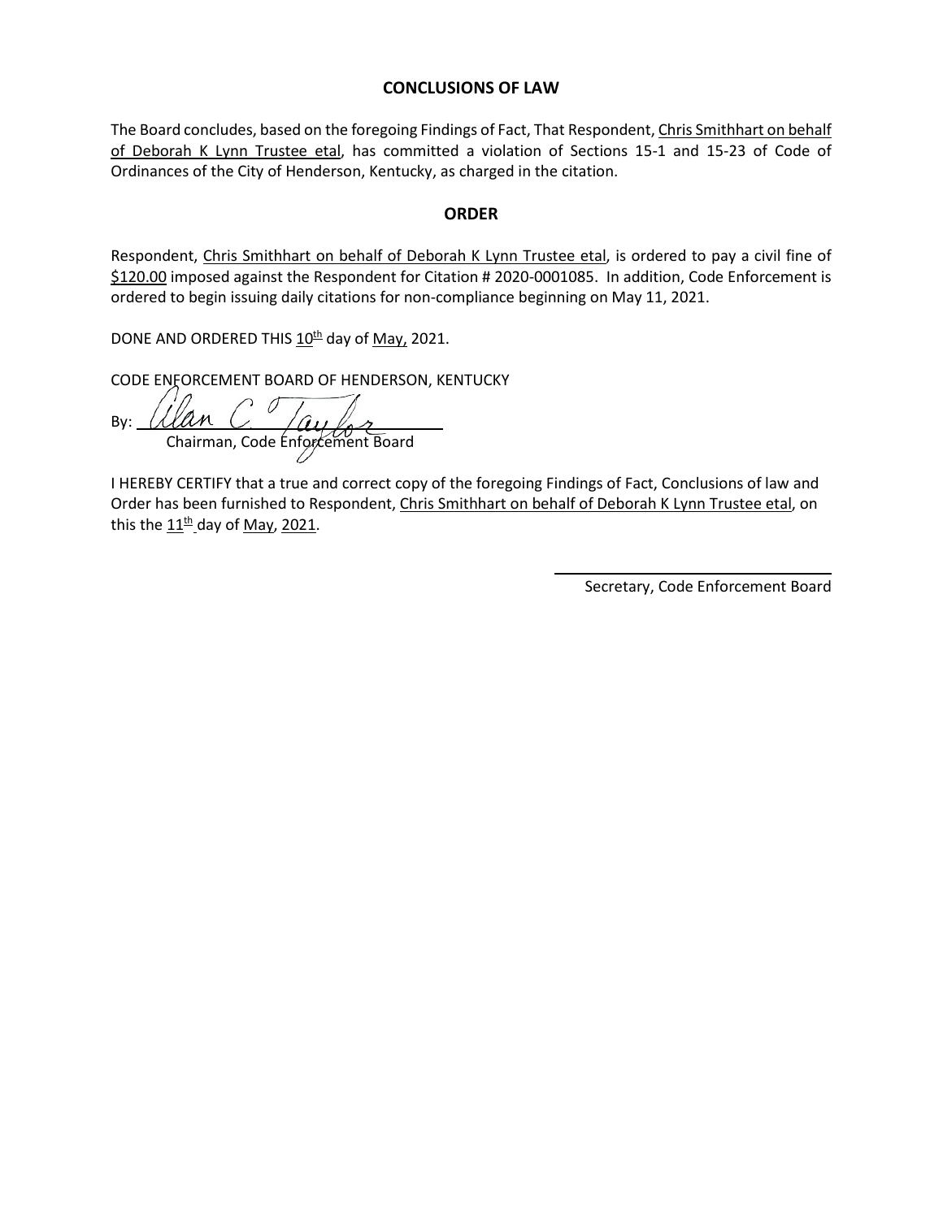## CONCLUSIONS OF LAW

The Board concludes, based on the foregoing Findings of Fact, That Respondent, Chris Smithhart on behalf of Deborah K Lynn Trustee etal, has committed a violation of Sections 15-1 and 15-23 of Code of Ordinances of the City of Henderson, Kentucky, as charged in the citation.

## ORDER

Respondent, Chris Smithhart on behalf of Deborah K Lynn Trustee etal, is ordered to pay a civil fine of $120.00 imposed against the Respondent for Citation # 2020-0001085. In addition, Code Enforcement is ordered to begin issuing daily citations for non-compliance beginning on May 11, 2021.

DONE AND ORDERED THIS 10th day of May, 2021.

CODE ENFORCEMENT BOARD OF HENDERSON, KENTUCKY

By: Alan C. Taylor
Chairman, Code Enforcement Board

I HEREBY CERTIFY that a true and correct copy of the foregoing Findings of Fact, Conclusions of law and Order has been furnished to Respondent, Chris Smithhart on behalf of Deborah K Lynn Trustee etal, on this the 11th day of May, 2021.

Secretary, Code Enforcement Board